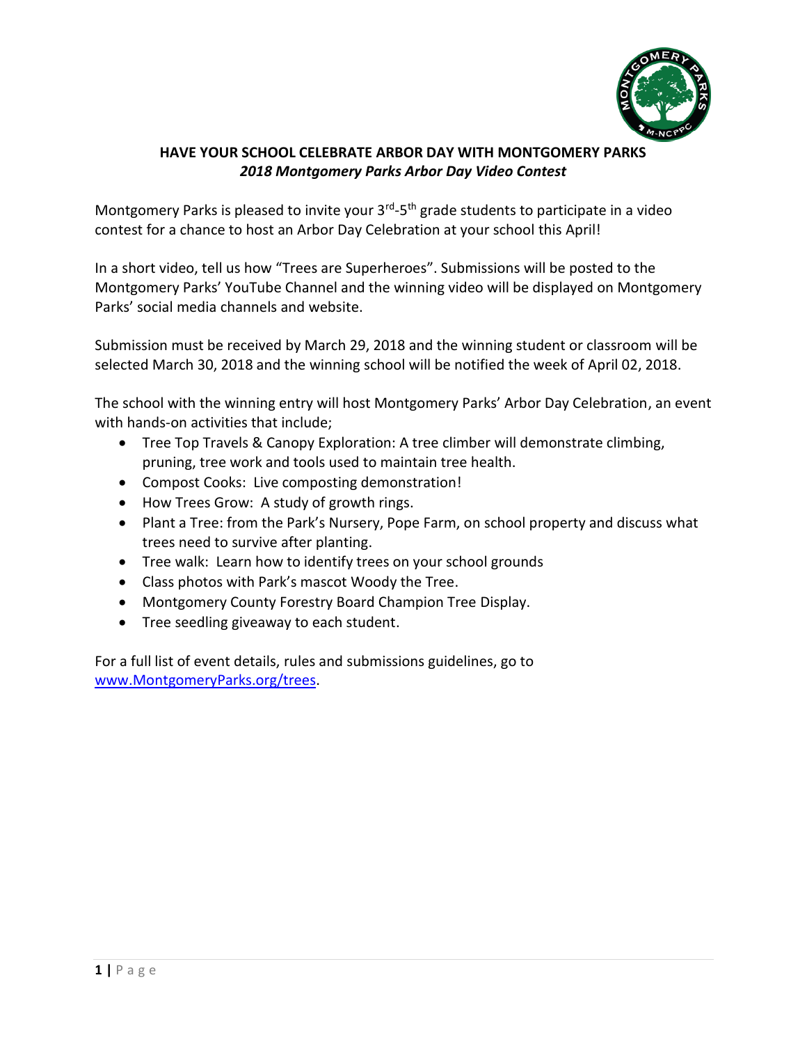## HAVE YOUR SCHOOL CELEBRATE ARBOR DAY WITH MONTGOMERY PARKS

***2018 Montgomery Parks Arbor Day Video Contest***

Montgomery Parks is pleased to invite your 3rd-5th grade students to participate in a video contest for a chance to host an Arbor Day Celebration at your school this April!

In a short video, tell us how "Trees are Superheroes". Submissions will be posted to the Montgomery Parks' YouTube Channel and the winning video will be displayed on Montgomery Parks' social media channels and website.

Submission must be received by March 29, 2018 and the winning student or classroom will be selected March 30, 2018 and the winning school will be notified the week of April 02, 2018.

The school with the winning entry will host Montgomery Parks' Arbor Day Celebration, an event with hands-on activities that include;

- Tree Top Travels & Canopy Exploration: A tree climber will demonstrate climbing, pruning, tree work and tools used to maintain tree health.
- Compost Cooks: Live composting demonstration!
- How Trees Grow: A study of growth rings.
- Plant a Tree: from the Park's Nursery, Pope Farm, on school property and discuss what trees need to survive after planting.
- Tree walk: Learn how to identify trees on your school grounds
- Class photos with Park's mascot Woody the Tree.
- Montgomery County Forestry Board Champion Tree Display.
- Tree seedling giveaway to each student.

For a full list of event details, rules and submissions guidelines, go to [www.MontgomeryParks.org/trees](http://www.MontgomeryParks.org/trees).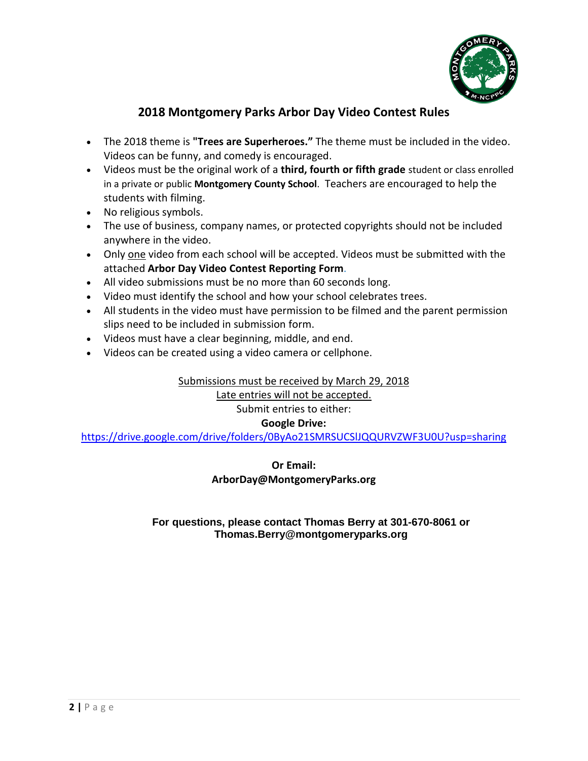## 2018 Montgomery Parks Arbor Day Video Contest Rules

- The 2018 theme is **"Trees are Superheroes."** The theme must be included in the video. Videos can be funny, and comedy is encouraged.
- Videos must be the original work of a **third, fourth or fifth grade** student or class enrolled in a private or public **Montgomery County School**. Teachers are encouraged to help the students with filming.
- No religious symbols.
- The use of business, company names, or protected copyrights should not be included anywhere in the video.
- Only one video from each school will be accepted. Videos must be submitted with the attached **Arbor Day Video Contest Reporting Form**.
- All video submissions must be no more than 60 seconds long.
- Video must identify the school and how your school celebrates trees.
- All students in the video must have permission to be filmed and the parent permission slips need to be included in submission form.
- Videos must have a clear beginning, middle, and end.
- Videos can be created using a video camera or cellphone.

Submissions must be received by March 29, 2018

Late entries will not be accepted.

Submit entries to either:

**Google Drive:**

https://drive.google.com/drive/folders/0ByAo21SMRSUCSlJQQURVZWF3U0U?usp=sharing

**Or Email:**

**ArborDay@MontgomeryParks.org**

**For questions, please contact Thomas Berry at 301-670-8061 or Thomas.Berry@montgomeryparks.org**